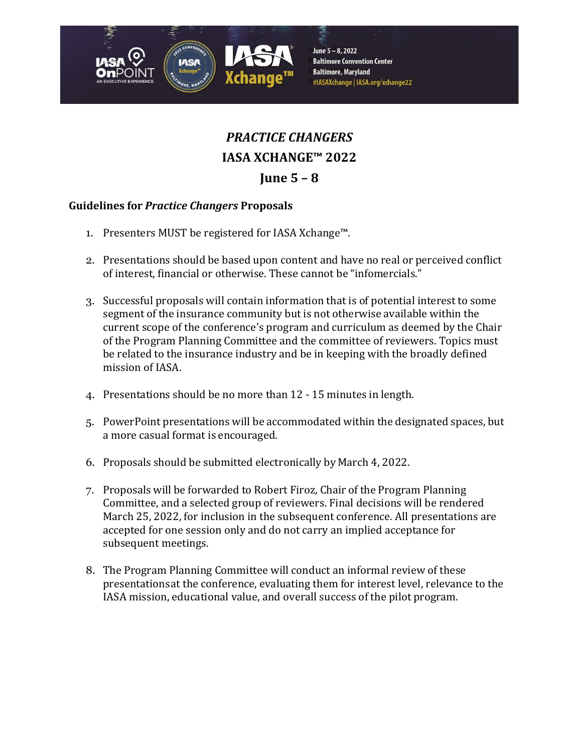# *PRACTICE CHANGERS*
# IASA XCHANGE™ 2022
# June 5 – 8

## Guidelines for *Practice Changers* Proposals

1. Presenters MUST be registered for IASA Xchange™.
2. Presentations should be based upon content and have no real or perceived conflict of interest, financial or otherwise. These cannot be "infomercials."
3. Successful proposals will contain information that is of potential interest to some segment of the insurance community but is not otherwise available within the current scope of the conference's program and curriculum as deemed by the Chair of the Program Planning Committee and the committee of reviewers. Topics must be related to the insurance industry and be in keeping with the broadly defined mission of IASA.
4. Presentations should be no more than 12 - 15 minutes in length.
5. PowerPoint presentations will be accommodated within the designated spaces, but a more casual format is encouraged.
6. Proposals should be submitted electronically by March 4, 2022.
7. Proposals will be forwarded to Robert Firoz, Chair of the Program Planning Committee, and a selected group of reviewers. Final decisions will be rendered March 25, 2022, for inclusion in the subsequent conference. All presentations are accepted for one session only and do not carry an implied acceptance for subsequent meetings.
8. The Program Planning Committee will conduct an informal review of these presentationsat the conference, evaluating them for interest level, relevance to the IASA mission, educational value, and overall success of the pilot program.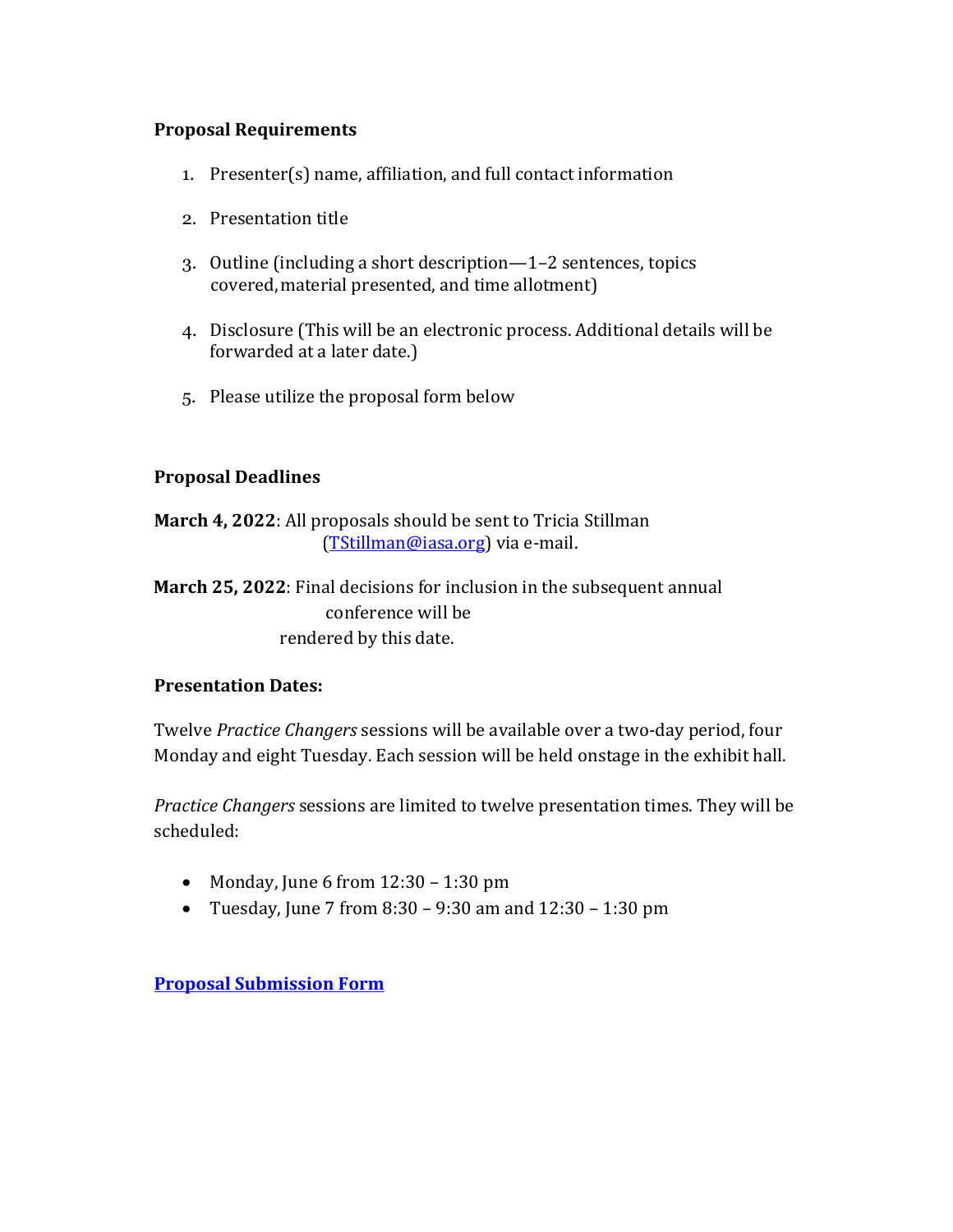**Proposal Requirements**

1. Presenter(s) name, affiliation, and full contact information

2. Presentation title

3. Outline (including a short description—1–2 sentences, topics covered, material presented, and time allotment)

4. Disclosure (This will be an electronic process. Additional details will be forwarded at a later date.)

5. Please utilize the proposal form below

**Proposal Deadlines**

**March 4, 2022**: All proposals should be sent to Tricia Stillman (TStillman@iasa.org) via e-mail.

**March 25, 2022**: Final decisions for inclusion in the subsequent annual conference will be rendered by this date.

**Presentation Dates:**

Twelve *Practice Changers* sessions will be available over a two-day period, four Monday and eight Tuesday. Each session will be held onstage in the exhibit hall.

*Practice Changers* sessions are limited to twelve presentation times. They will be scheduled:

- Monday, June 6 from 12:30 – 1:30 pm
- Tuesday, June 7 from 8:30 – 9:30 am and 12:30 – 1:30 pm

**Proposal Submission Form**